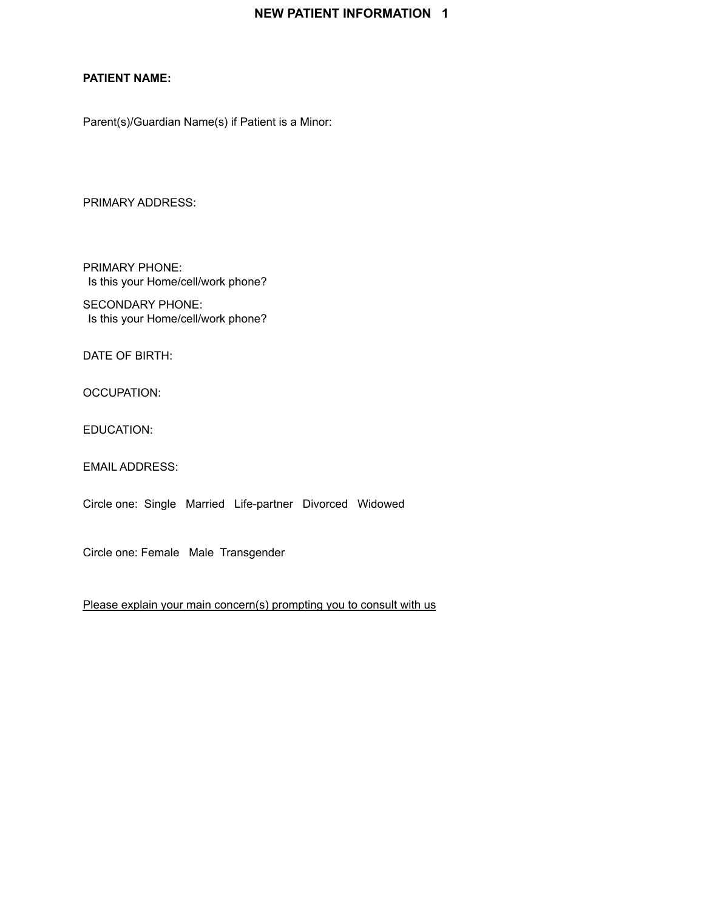# NEW PATIENT INFORMATION 1

**PATIENT NAME:**

Parent(s)/Guardian Name(s) if Patient is a Minor:

PRIMARY ADDRESS:

PRIMARY PHONE:
 Is this your Home/cell/work phone?

SECONDARY PHONE:
 Is this your Home/cell/work phone?

DATE OF BIRTH:

OCCUPATION:

EDUCATION:

EMAIL ADDRESS:

Circle one: Single Married Life-partner Divorced Widowed

Circle one: Female Male Transgender

<u>Please explain your main concern(s) prompting you to consult with us</u>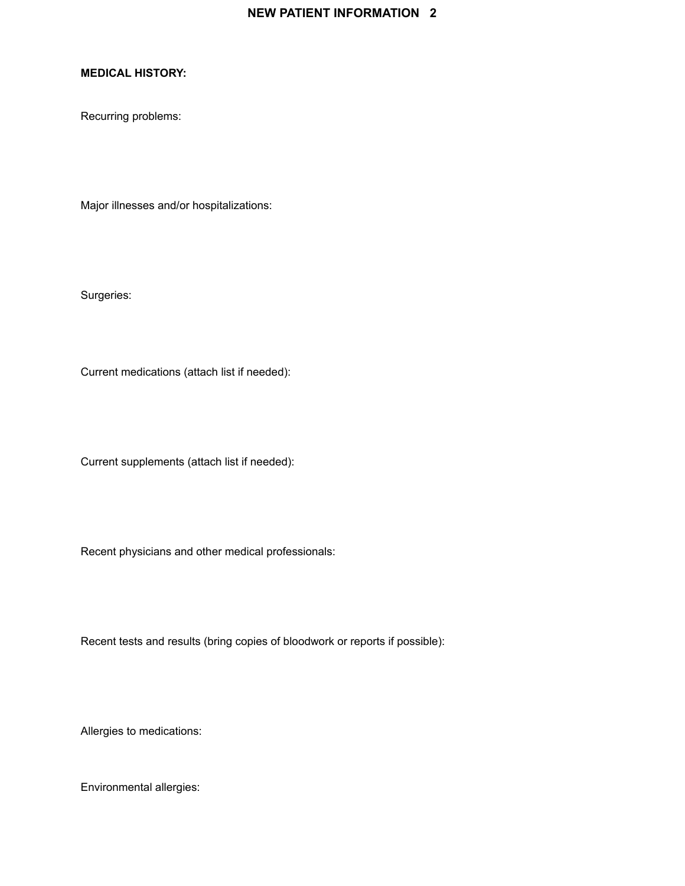# NEW PATIENT INFORMATION 2

**MEDICAL HISTORY:**

Recurring problems:

Major illnesses and/or hospitalizations:

Surgeries:

Current medications (attach list if needed):

Current supplements (attach list if needed):

Recent physicians and other medical professionals:

Recent tests and results (bring copies of bloodwork or reports if possible):

Allergies to medications:

Environmental allergies: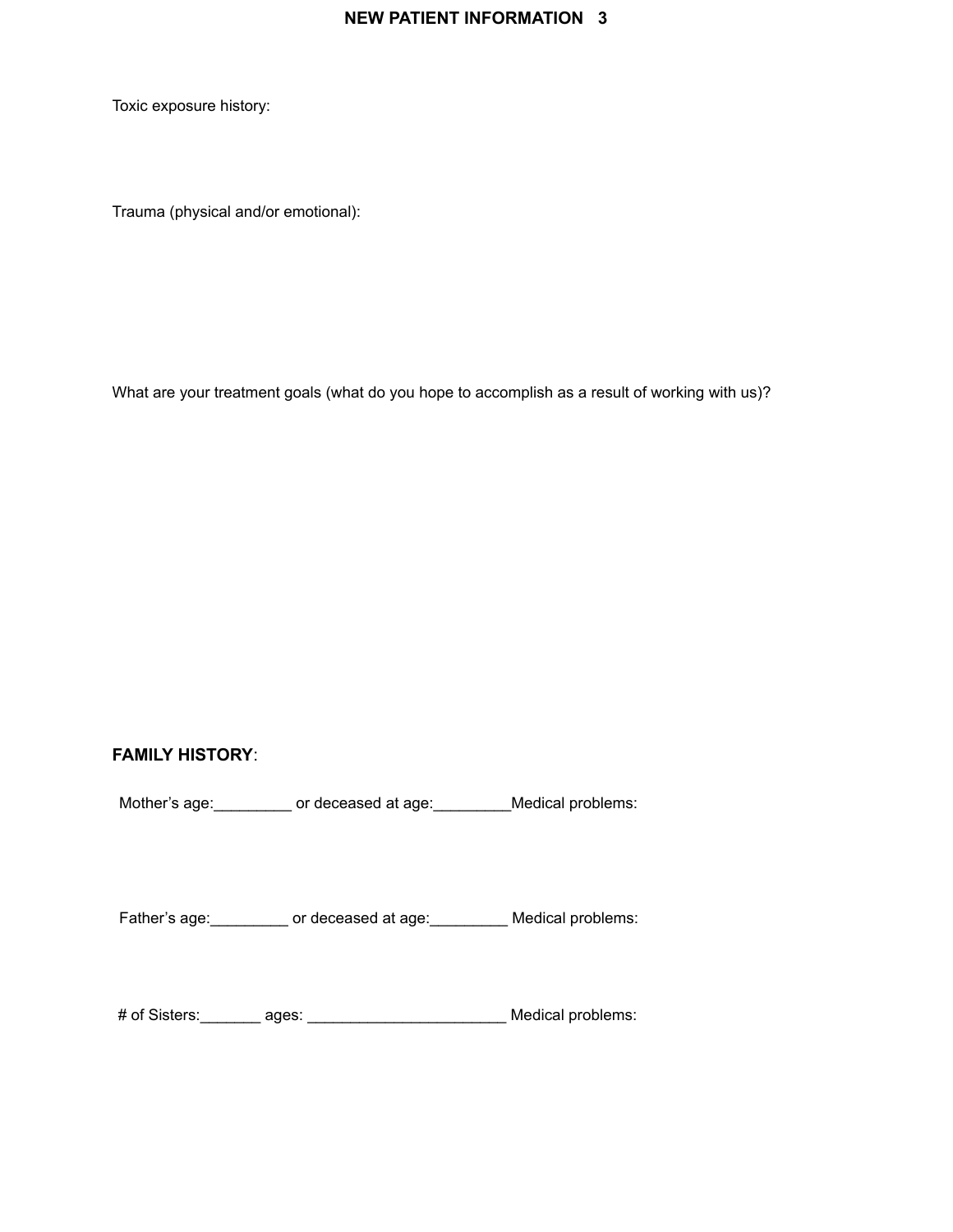Toxic exposure history:

Trauma (physical and/or emotional):

What are your treatment goals (what do you hope to accomplish as a result of working with us)?

**FAMILY HISTORY**:

Mother's age:_________ or deceased at age:_________Medical problems:

Father's age:_________ or deceased at age:_________ Medical problems:

# of Sisters:_______ ages: _______________________ Medical problems: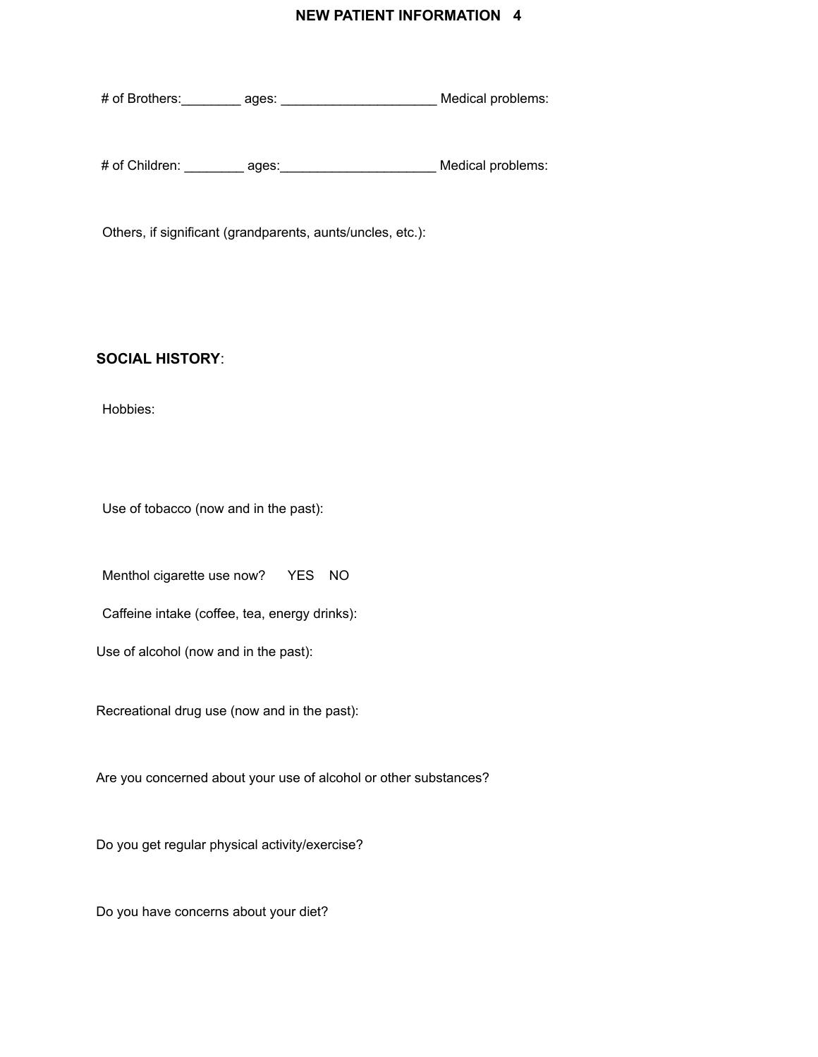# of Brothers:________ ages: _____________________ Medical problems:

# of Children: ________ ages:_____________________ Medical problems:

Others, if significant (grandparents, aunts/uncles, etc.):

**SOCIAL HISTORY**:

Hobbies:

Use of tobacco (now and in the past):

Menthol cigarette use now?   YES   NO

Caffeine intake (coffee, tea, energy drinks):

Use of alcohol (now and in the past):

Recreational drug use (now and in the past):

Are you concerned about your use of alcohol or other substances?

Do you get regular physical activity/exercise?

Do you have concerns about your diet?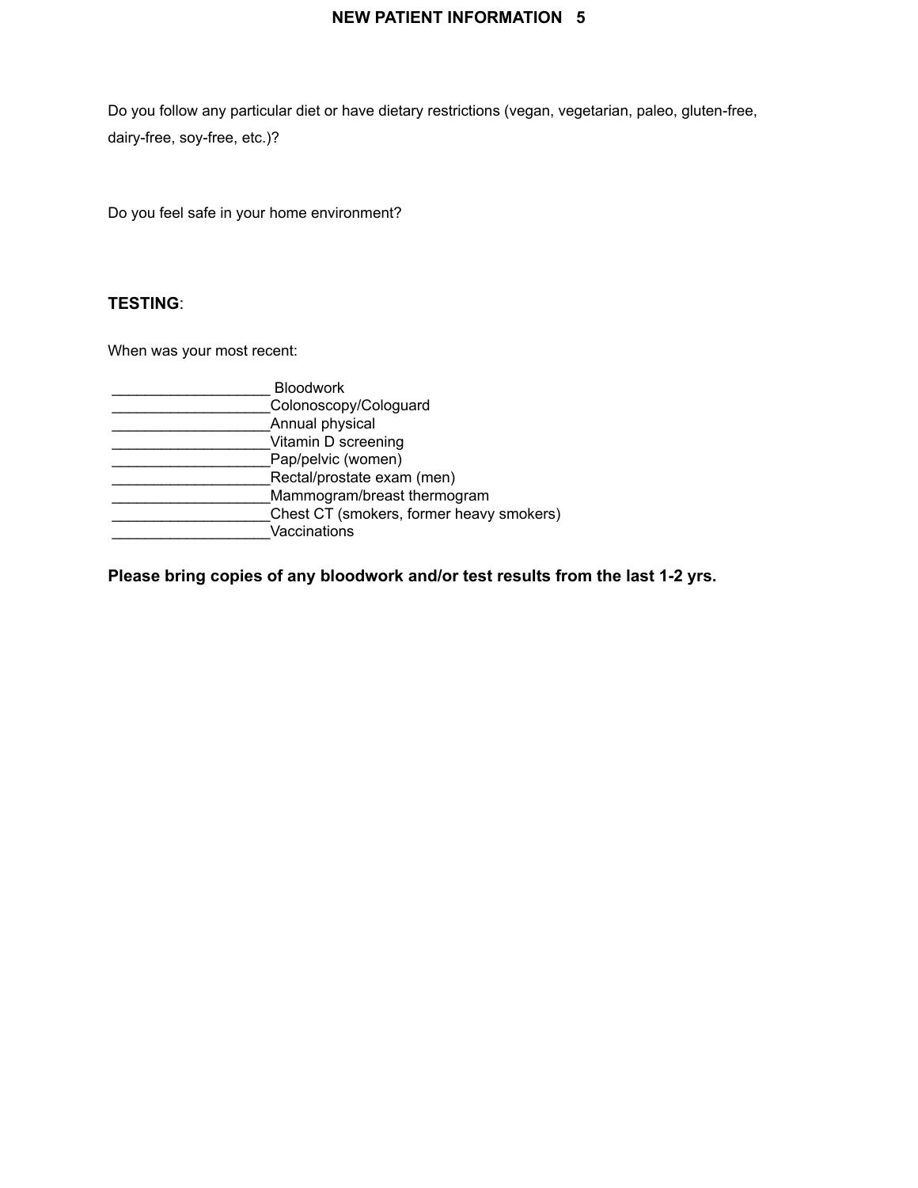Do you follow any particular diet or have dietary restrictions (vegan, vegetarian, paleo, gluten-free, dairy-free, soy-free, etc.)?

Do you feel safe in your home environment?

**TESTING**:

When was your most recent:

___________________ Bloodwork
___________________Colonoscopy/Cologuard
___________________Annual physical
___________________Vitamin D screening
___________________Pap/pelvic (women)
___________________Rectal/prostate exam (men)
___________________Mammogram/breast thermogram
___________________Chest CT (smokers, former heavy smokers)
___________________Vaccinations

**Please bring copies of any bloodwork and/or test results from the last 1-2 yrs.**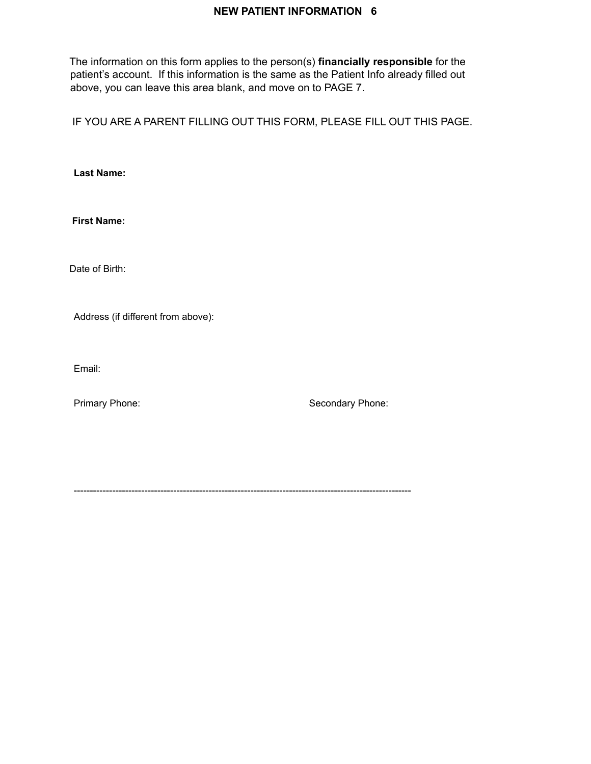# NEW PATIENT INFORMATION 6

The information on this form applies to the person(s) **financially responsible** for the patient's account. If this information is the same as the Patient Info already filled out above, you can leave this area blank, and move on to PAGE 7.

IF YOU ARE A PARENT FILLING OUT THIS FORM, PLEASE FILL OUT THIS PAGE.

**Last Name:**

**First Name:**

Date of Birth:

Address (if different from above):

Email:

Primary Phone: Secondary Phone:

---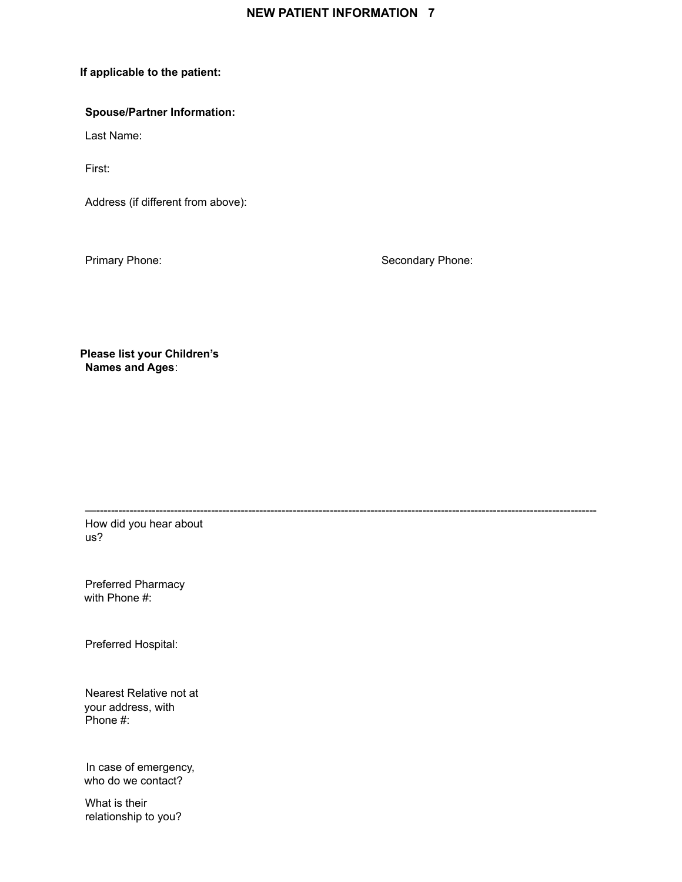**If applicable to the patient:**

**Spouse/Partner Information:**

Last Name:

First:

Address (if different from above):

Primary Phone:

Secondary Phone:

**Please list your Children's Names and Ages**:

---

How did you hear about us?

Preferred Pharmacy with Phone #:

Preferred Hospital:

Nearest Relative not at your address, with Phone #:

In case of emergency, who do we contact?

What is their relationship to you?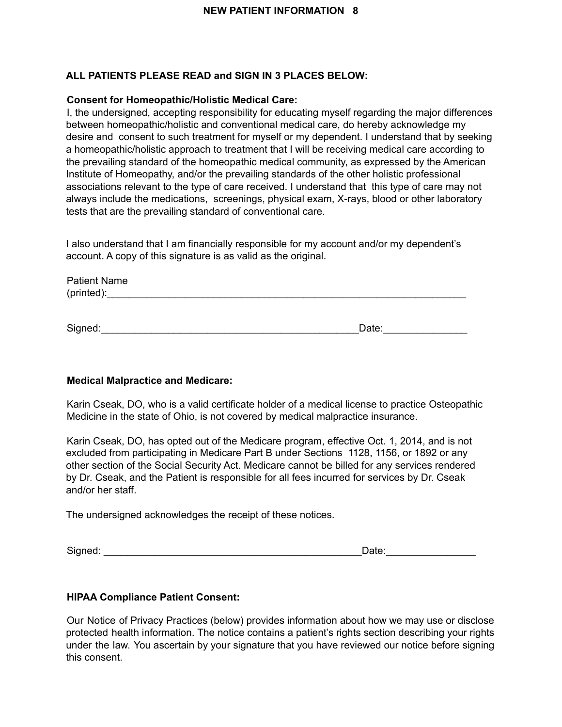**ALL PATIENTS PLEASE READ and SIGN IN 3 PLACES BELOW:**

**Consent for Homeopathic/Holistic Medical Care:**

I, the undersigned, accepting responsibility for educating myself regarding the major differences between homeopathic/holistic and conventional medical care, do hereby acknowledge my desire and consent to such treatment for myself or my dependent. I understand that by seeking a homeopathic/holistic approach to treatment that I will be receiving medical care according to the prevailing standard of the homeopathic medical community, as expressed by the American Institute of Homeopathy, and/or the prevailing standards of the other holistic professional associations relevant to the type of care received. I understand that this type of care may not always include the medications, screenings, physical exam, X-rays, blood or other laboratory tests that are the prevailing standard of conventional care.

I also understand that I am financially responsible for my account and/or my dependent's account. A copy of this signature is as valid as the original.

Patient Name (printed):_______________________________________________________________

Signed:_______________________________________________Date:_______________

**Medical Malpractice and Medicare:**

Karin Cseak, DO, who is a valid certificate holder of a medical license to practice Osteopathic Medicine in the state of Ohio, is not covered by medical malpractice insurance.

Karin Cseak, DO, has opted out of the Medicare program, effective Oct. 1, 2014, and is not excluded from participating in Medicare Part B under Sections 1128, 1156, or 1892 or any other section of the Social Security Act. Medicare cannot be billed for any services rendered by Dr. Cseak, and the Patient is responsible for all fees incurred for services by Dr. Cseak and/or her staff.

The undersigned acknowledges the receipt of these notices.

Signed: ______________________________________________Date:________________

**HIPAA Compliance Patient Consent:**

Our Notice of Privacy Practices (below) provides information about how we may use or disclose protected health information. The notice contains a patient's rights section describing your rights under the law. You ascertain by your signature that you have reviewed our notice before signing this consent.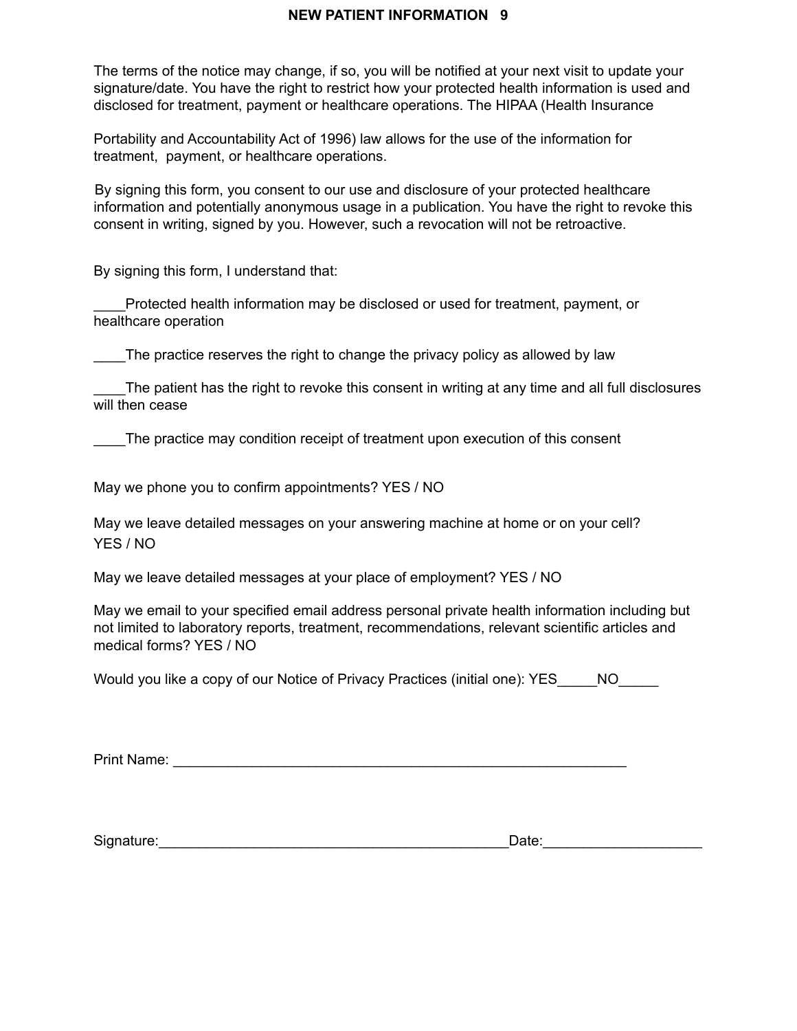The terms of the notice may change, if so, you will be notified at your next visit to update your signature/date. You have the right to restrict how your protected health information is used and disclosed for treatment, payment or healthcare operations. The HIPAA (Health Insurance

Portability and Accountability Act of 1996) law allows for the use of the information for treatment, payment, or healthcare operations.

By signing this form, you consent to our use and disclosure of your protected healthcare information and potentially anonymous usage in a publication. You have the right to revoke this consent in writing, signed by you. However, such a revocation will not be retroactive.

By signing this form, I understand that:

____Protected health information may be disclosed or used for treatment, payment, or healthcare operation

____The practice reserves the right to change the privacy policy as allowed by law

____The patient has the right to revoke this consent in writing at any time and all full disclosures will then cease

____The practice may condition receipt of treatment upon execution of this consent

May we phone you to confirm appointments? YES / NO

May we leave detailed messages on your answering machine at home or on your cell? YES / NO

May we leave detailed messages at your place of employment? YES / NO

May we email to your specified email address personal private health information including but not limited to laboratory reports, treatment, recommendations, relevant scientific articles and medical forms? YES / NO

Would you like a copy of our Notice of Privacy Practices (initial one): YES_____NO_____

Print Name: ___________________________________________________________

Signature:____________________________________________Date:____________________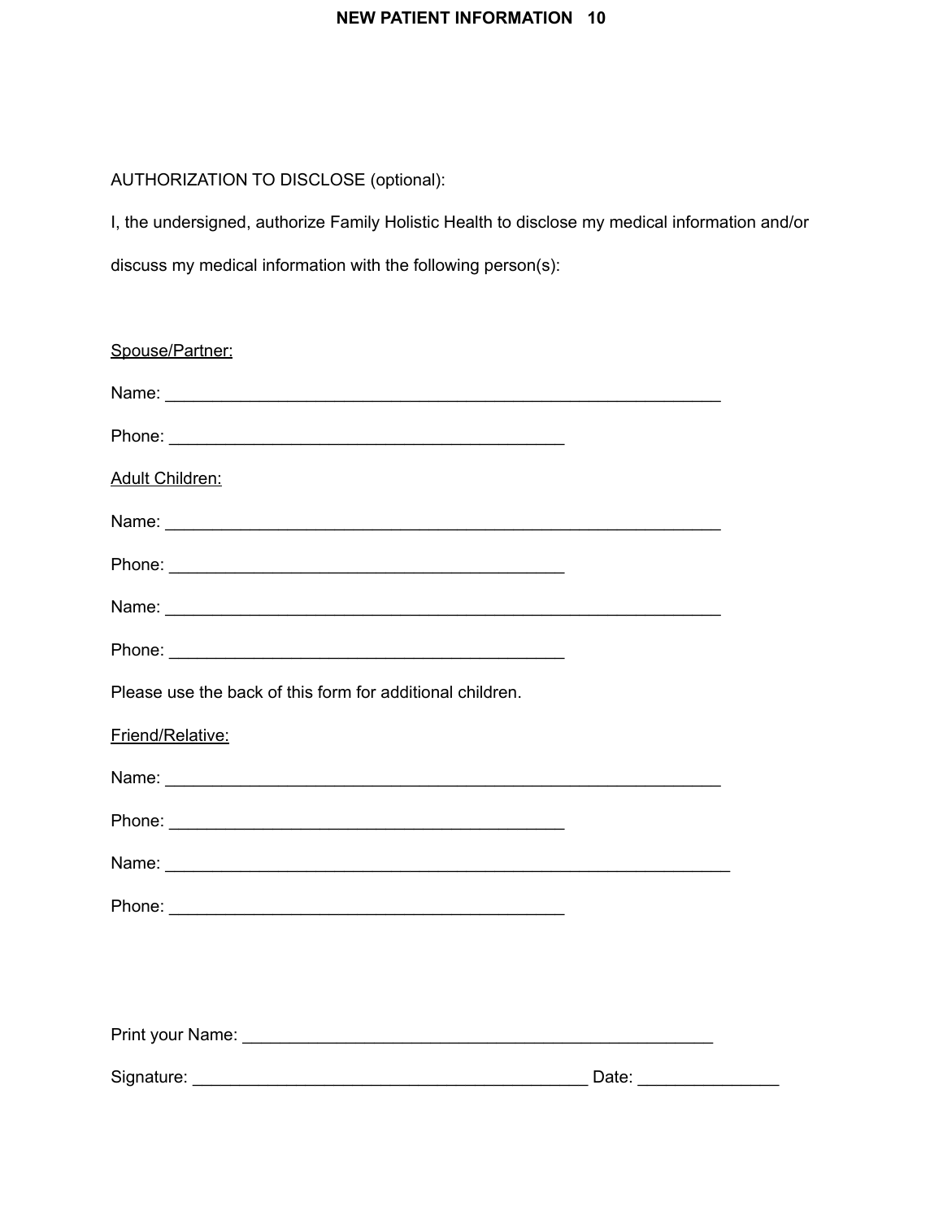AUTHORIZATION TO DISCLOSE (optional):

I, the undersigned, authorize Family Holistic Health to disclose my medical information and/or discuss my medical information with the following person(s):

Spouse/Partner:

Name: ______________________________________________________________

Phone: ____________________________________________

Adult Children:

Name: ______________________________________________________________

Phone: ____________________________________________

Name: ______________________________________________________________

Phone: ____________________________________________

Please use the back of this form for additional children.

Friend/Relative:

Name: ______________________________________________________________

Phone: ____________________________________________

Name: _______________________________________________________________

Phone: ____________________________________________

Print your Name: ____________________________________________________

Signature: ____________________________________________ Date: _______________